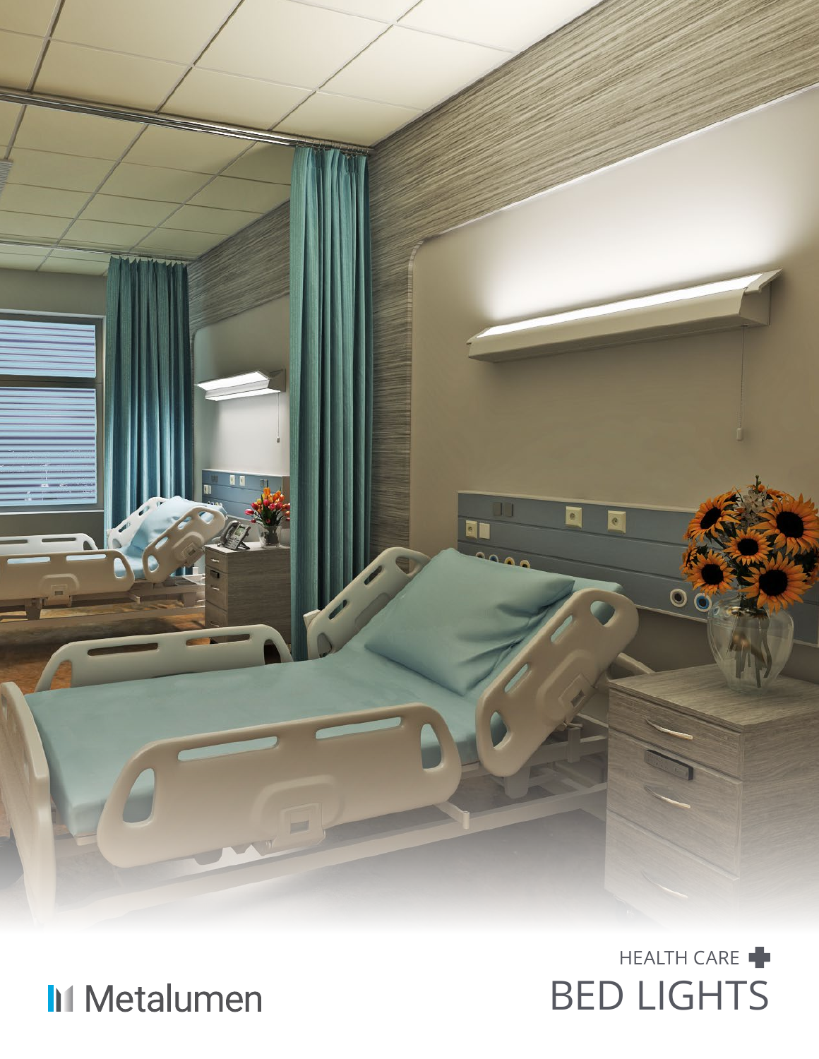Metalumen

HEALTH CARE

# BED LIGHTS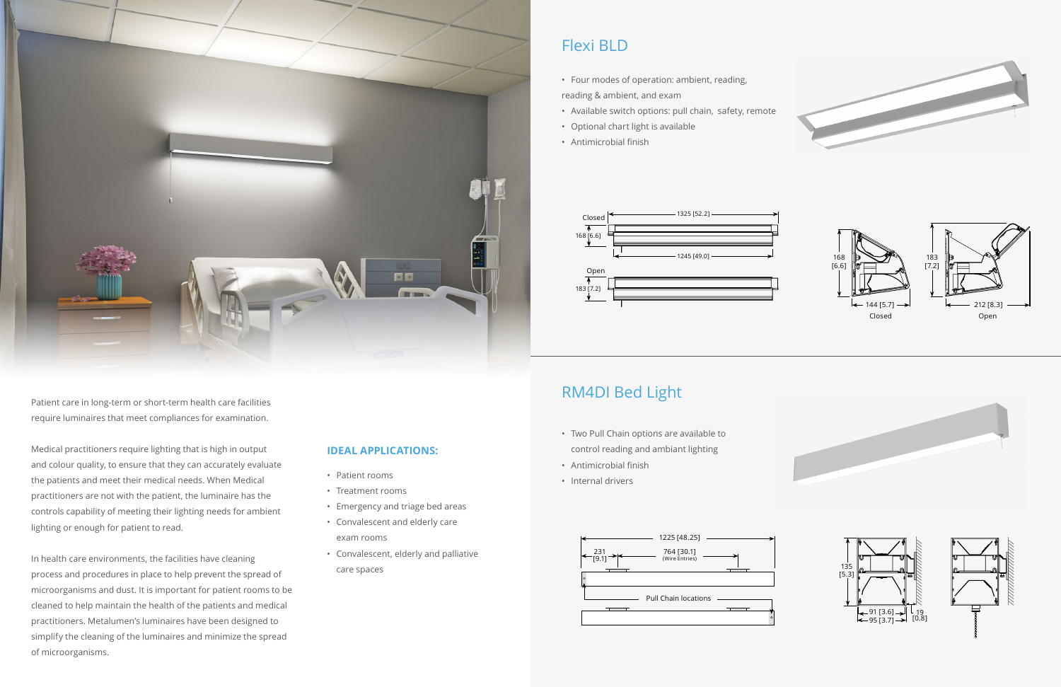Patient care in long-term or short-term health care facilities require luminaires that meet compliances for examination.

Medical practitioners require lighting that is high in output and colour quality, to ensure that they can accurately evaluate the patients and meet their medical needs. When Medical practitioners are not with the patient, the luminaire has the controls capability of meeting their lighting needs for ambient lighting or enough for patient to read.

In health care environments, the facilities have cleaning process and procedures in place to help prevent the spread of microorganisms and dust. It is important for patient rooms to be cleaned to help maintain the health of the patients and medical practitioners. Metalumen's luminaires have been designed to simplify the cleaning of the luminaires and minimize the spread of microorganisms.

**IDEAL APPLICATIONS:**

- Patient rooms
- Treatment rooms
- Emergency and triage bed areas
- Convalescent and elderly care exam rooms
- Convalescent, elderly and palliative care spaces

## Flexi BLD

- Four modes of operation: ambient, reading, reading & ambient, and exam
- Available switch options: pull chain, safety, remote
- Optional chart light is available
- Antimicrobial finish

Closed: 168 [6.6]; 1325 [52.2]; 1245 [49.0]

Open: 183 [7.2]

168 [6.6]; 144 [5.7] Closed

183 [7.2]; 212 [8.3] Open

## RM4DI Bed Light

- Two Pull Chain options are available to control reading and ambiant lighting
- Antimicrobial finish
- Internal drivers

1225 [48.25]; 231 [9.1]; 764 [30.1] (Wire Entries)

Pull Chain locations

135 [5.3]; 91 [3.6]; 95 [3.7]; 19 [0.8]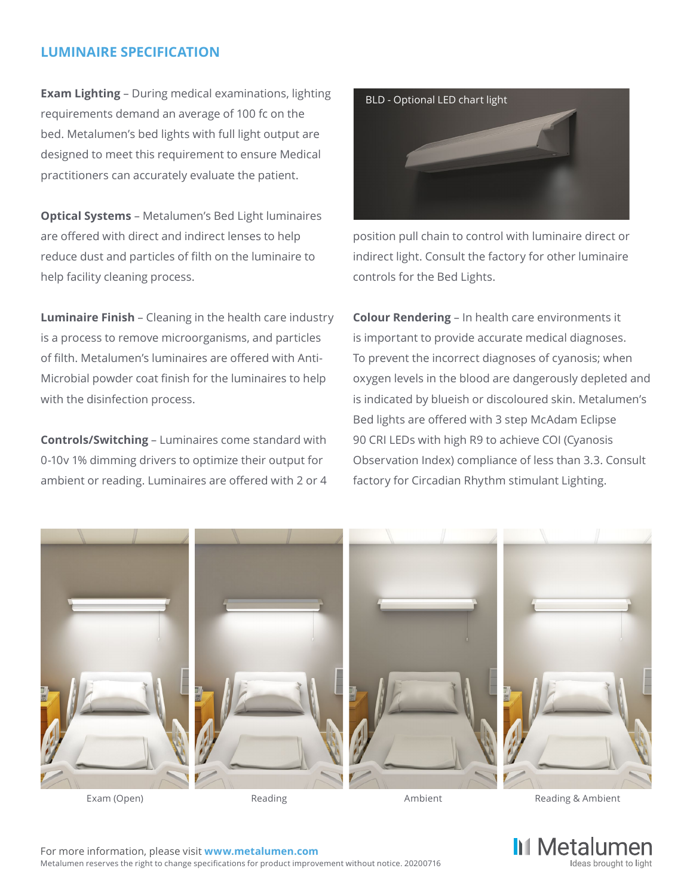## LUMINAIRE SPECIFICATION

**Exam Lighting** – During medical examinations, lighting requirements demand an average of 100 fc on the bed. Metalumen's bed lights with full light output are designed to meet this requirement to ensure Medical practitioners can accurately evaluate the patient.

**Optical Systems** – Metalumen's Bed Light luminaires are offered with direct and indirect lenses to help reduce dust and particles of filth on the luminaire to help facility cleaning process.

**Luminaire Finish** – Cleaning in the health care industry is a process to remove microorganisms, and particles of filth. Metalumen's luminaires are offered with Anti-Microbial powder coat finish for the luminaires to help with the disinfection process.

**Controls/Switching** – Luminaires come standard with 0-10v 1% dimming drivers to optimize their output for ambient or reading. Luminaires are offered with 2 or 4 position pull chain to control with luminaire direct or indirect light. Consult the factory for other luminaire controls for the Bed Lights.

BLD - Optional LED chart light

**Colour Rendering** – In health care environments it is important to provide accurate medical diagnoses. To prevent the incorrect diagnoses of cyanosis; when oxygen levels in the blood are dangerously depleted and is indicated by blueish or discoloured skin. Metalumen's Bed lights are offered with 3 step McAdam Eclipse 90 CRI LEDs with high R9 to achieve COI (Cyanosis Observation Index) compliance of less than 3.3. Consult factory for Circadian Rhythm stimulant Lighting.

Exam (Open)

Reading

Ambient

Reading & Ambient

For more information, please visit **www.metalumen.com**
Metalumen reserves the right to change specifications for product improvement without notice. 20200716

Metalumen
Ideas brought to light